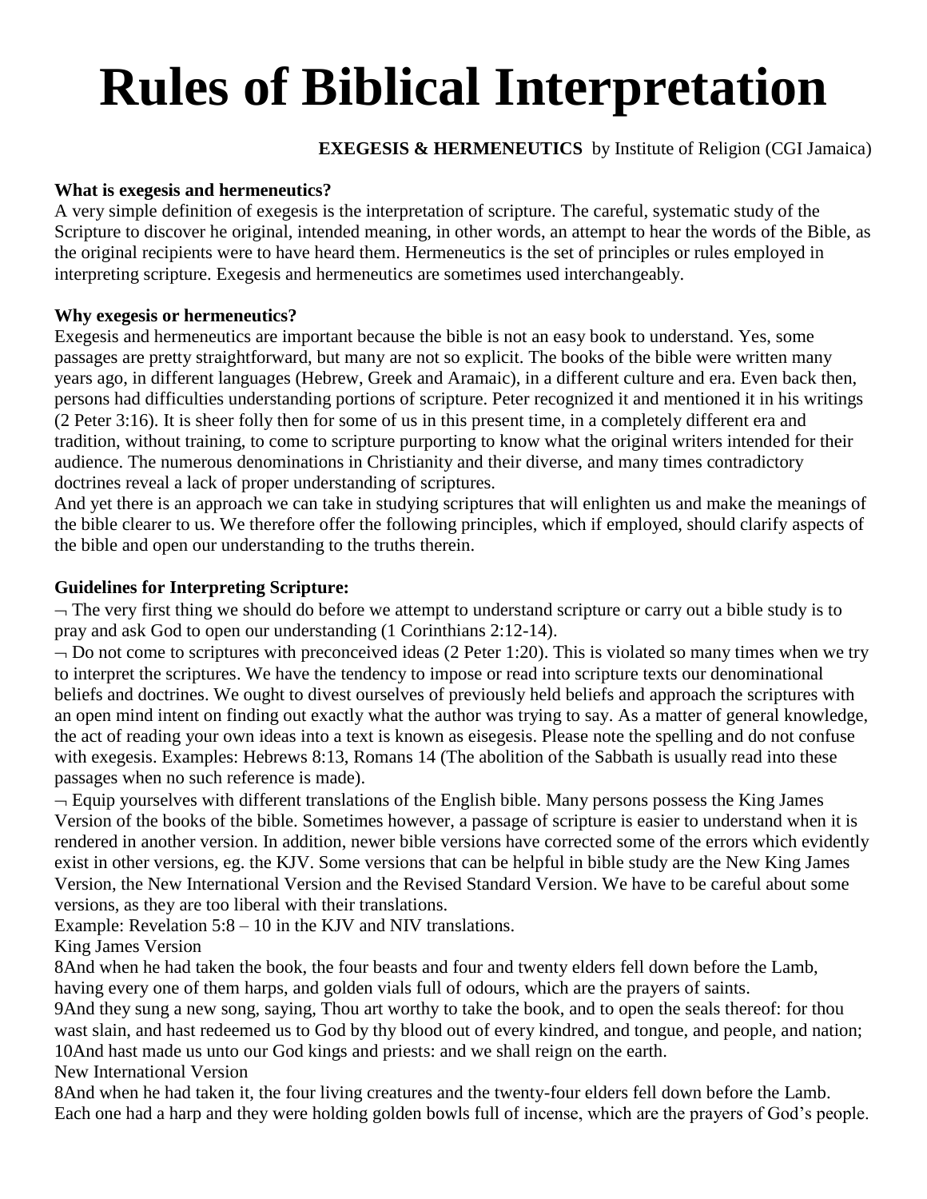# Rules of Biblical Interpretation

**EXEGESIS & HERMENEUTICS** by Institute of Religion (CGI Jamaica)

**What is exegesis and hermeneutics?**

A very simple definition of exegesis is the interpretation of scripture. The careful, systematic study of the Scripture to discover he original, intended meaning, in other words, an attempt to hear the words of the Bible, as the original recipients were to have heard them. Hermeneutics is the set of principles or rules employed in interpreting scripture. Exegesis and hermeneutics are sometimes used interchangeably.

**Why exegesis or hermeneutics?**

Exegesis and hermeneutics are important because the bible is not an easy book to understand. Yes, some passages are pretty straightforward, but many are not so explicit. The books of the bible were written many years ago, in different languages (Hebrew, Greek and Aramaic), in a different culture and era. Even back then, persons had difficulties understanding portions of scripture. Peter recognized it and mentioned it in his writings (2 Peter 3:16). It is sheer folly then for some of us in this present time, in a completely different era and tradition, without training, to come to scripture purporting to know what the original writers intended for their audience. The numerous denominations in Christianity and their diverse, and many times contradictory doctrines reveal a lack of proper understanding of scriptures.

And yet there is an approach we can take in studying scriptures that will enlighten us and make the meanings of the bible clearer to us. We therefore offer the following principles, which if employed, should clarify aspects of the bible and open our understanding to the truths therein.

**Guidelines for Interpreting Scripture:**

¬ The very first thing we should do before we attempt to understand scripture or carry out a bible study is to pray and ask God to open our understanding (1 Corinthians 2:12-14).

¬ Do not come to scriptures with preconceived ideas (2 Peter 1:20). This is violated so many times when we try to interpret the scriptures. We have the tendency to impose or read into scripture texts our denominational beliefs and doctrines. We ought to divest ourselves of previously held beliefs and approach the scriptures with an open mind intent on finding out exactly what the author was trying to say. As a matter of general knowledge, the act of reading your own ideas into a text is known as eisegesis. Please note the spelling and do not confuse with exegesis. Examples: Hebrews 8:13, Romans 14 (The abolition of the Sabbath is usually read into these passages when no such reference is made).

¬ Equip yourselves with different translations of the English bible. Many persons possess the King James Version of the books of the bible. Sometimes however, a passage of scripture is easier to understand when it is rendered in another version. In addition, newer bible versions have corrected some of the errors which evidently exist in other versions, eg. the KJV. Some versions that can be helpful in bible study are the New King James Version, the New International Version and the Revised Standard Version. We have to be careful about some versions, as they are too liberal with their translations.

Example: Revelation 5:8 – 10 in the KJV and NIV translations.

King James Version

8And when he had taken the book, the four beasts and four and twenty elders fell down before the Lamb, having every one of them harps, and golden vials full of odours, which are the prayers of saints.

9And they sung a new song, saying, Thou art worthy to take the book, and to open the seals thereof: for thou wast slain, and hast redeemed us to God by thy blood out of every kindred, and tongue, and people, and nation;

10And hast made us unto our God kings and priests: and we shall reign on the earth.

New International Version

8And when he had taken it, the four living creatures and the twenty-four elders fell down before the Lamb. Each one had a harp and they were holding golden bowls full of incense, which are the prayers of God's people.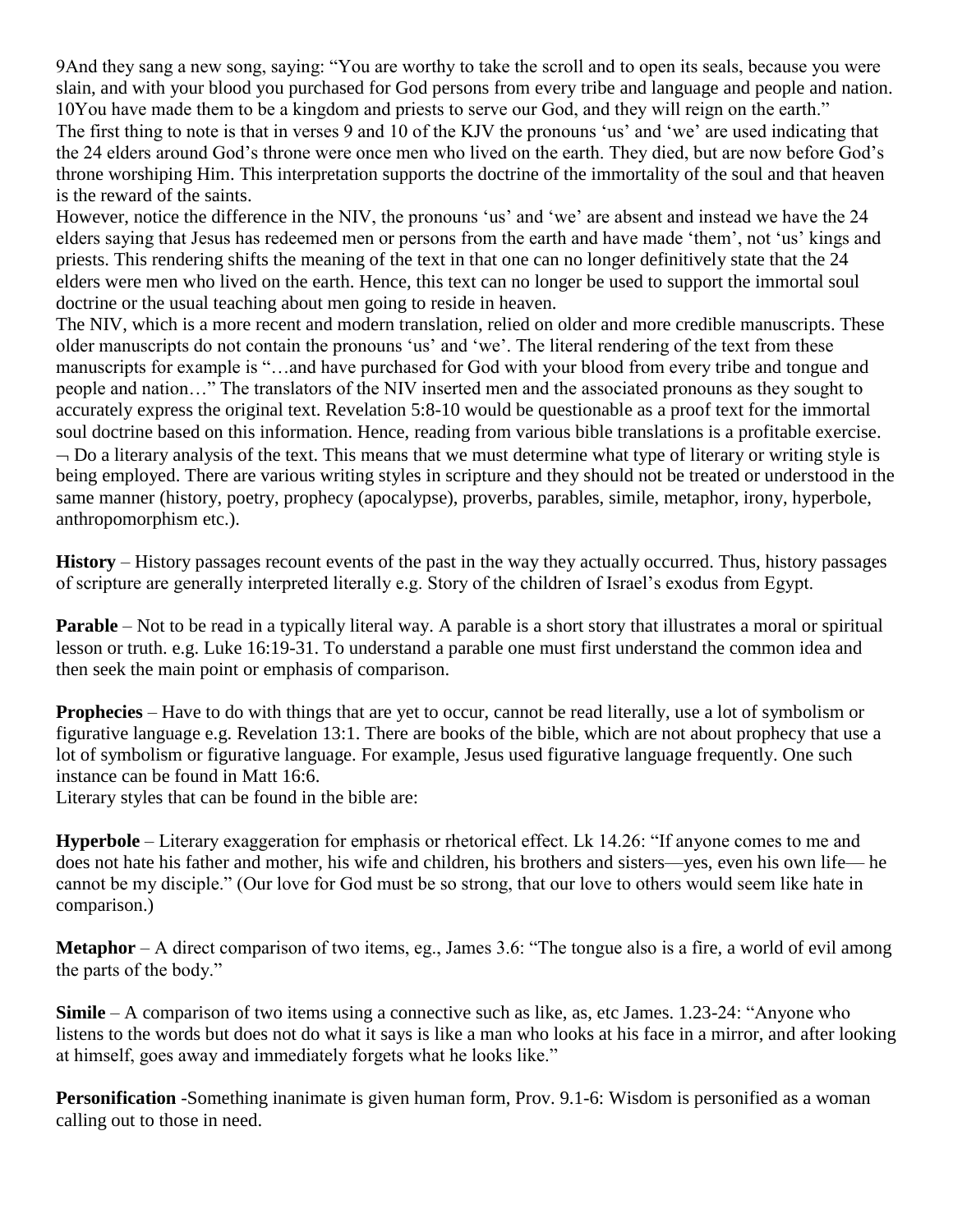9And they sang a new song, saying: "You are worthy to take the scroll and to open its seals, because you were slain, and with your blood you purchased for God persons from every tribe and language and people and nation. 10You have made them to be a kingdom and priests to serve our God, and they will reign on the earth."

The first thing to note is that in verses 9 and 10 of the KJV the pronouns 'us' and 'we' are used indicating that the 24 elders around God's throne were once men who lived on the earth. They died, but are now before God's throne worshiping Him. This interpretation supports the doctrine of the immortality of the soul and that heaven is the reward of the saints.

However, notice the difference in the NIV, the pronouns 'us' and 'we' are absent and instead we have the 24 elders saying that Jesus has redeemed men or persons from the earth and have made 'them', not 'us' kings and priests. This rendering shifts the meaning of the text in that one can no longer definitively state that the 24 elders were men who lived on the earth. Hence, this text can no longer be used to support the immortal soul doctrine or the usual teaching about men going to reside in heaven.

The NIV, which is a more recent and modern translation, relied on older and more credible manuscripts. These older manuscripts do not contain the pronouns 'us' and 'we'. The literal rendering of the text from these manuscripts for example is "…and have purchased for God with your blood from every tribe and tongue and people and nation…" The translators of the NIV inserted men and the associated pronouns as they sought to accurately express the original text. Revelation 5:8-10 would be questionable as a proof text for the immortal soul doctrine based on this information. Hence, reading from various bible translations is a profitable exercise.

¬ Do a literary analysis of the text. This means that we must determine what type of literary or writing style is being employed. There are various writing styles in scripture and they should not be treated or understood in the same manner (history, poetry, prophecy (apocalypse), proverbs, parables, simile, metaphor, irony, hyperbole, anthropomorphism etc.).

**History** – History passages recount events of the past in the way they actually occurred. Thus, history passages of scripture are generally interpreted literally e.g. Story of the children of Israel's exodus from Egypt.

**Parable** – Not to be read in a typically literal way. A parable is a short story that illustrates a moral or spiritual lesson or truth. e.g. Luke 16:19-31. To understand a parable one must first understand the common idea and then seek the main point or emphasis of comparison.

**Prophecies** – Have to do with things that are yet to occur, cannot be read literally, use a lot of symbolism or figurative language e.g. Revelation 13:1. There are books of the bible, which are not about prophecy that use a lot of symbolism or figurative language. For example, Jesus used figurative language frequently. One such instance can be found in Matt 16:6.

Literary styles that can be found in the bible are:

**Hyperbole** – Literary exaggeration for emphasis or rhetorical effect. Lk 14.26: "If anyone comes to me and does not hate his father and mother, his wife and children, his brothers and sisters—yes, even his own life— he cannot be my disciple." (Our love for God must be so strong, that our love to others would seem like hate in comparison.)

**Metaphor** – A direct comparison of two items, eg., James 3.6: "The tongue also is a fire, a world of evil among the parts of the body."

**Simile** – A comparison of two items using a connective such as like, as, etc James. 1.23-24: "Anyone who listens to the words but does not do what it says is like a man who looks at his face in a mirror, and after looking at himself, goes away and immediately forgets what he looks like."

**Personification** -Something inanimate is given human form, Prov. 9.1-6: Wisdom is personified as a woman calling out to those in need.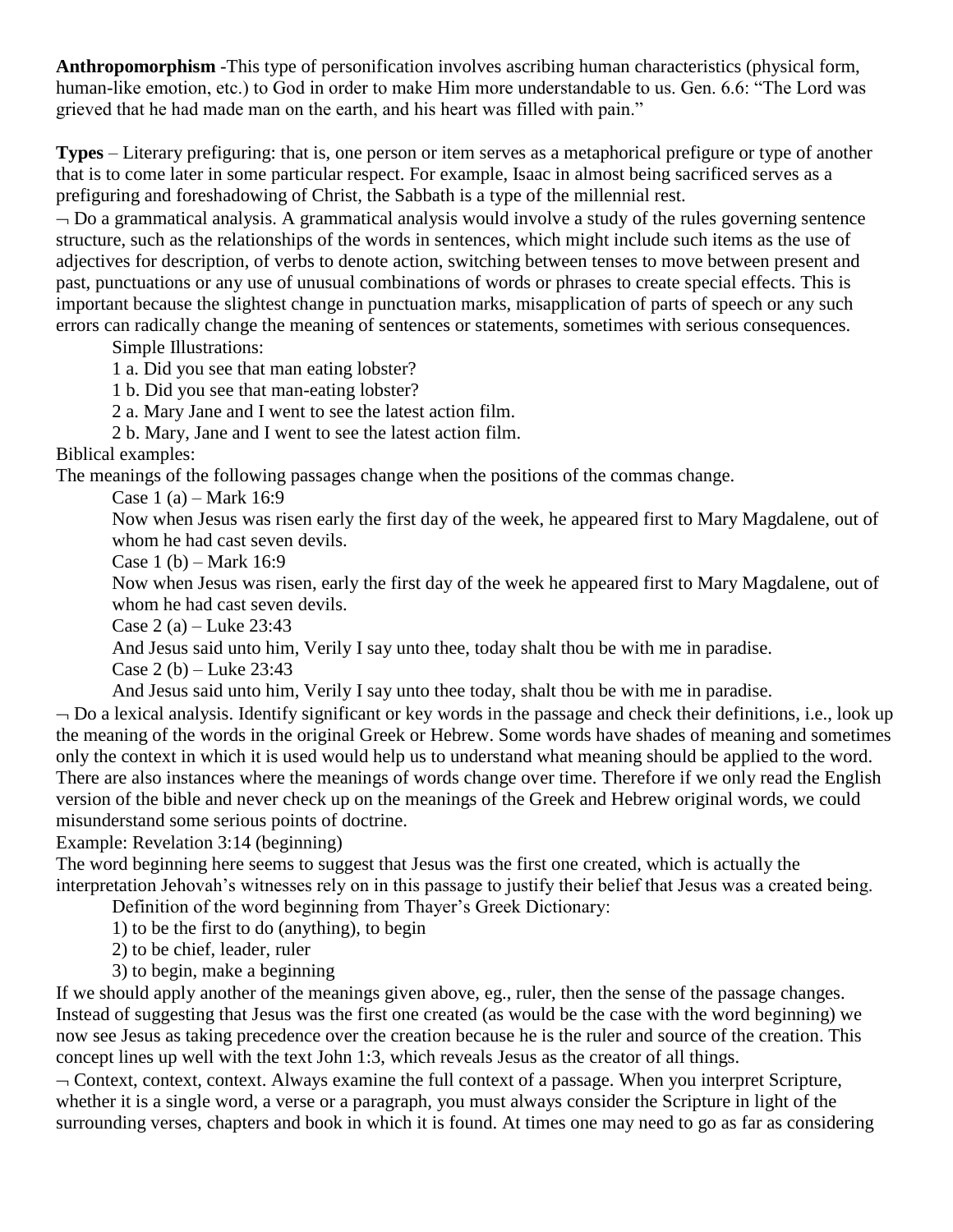**Anthropomorphism** -This type of personification involves ascribing human characteristics (physical form, human-like emotion, etc.) to God in order to make Him more understandable to us. Gen. 6.6: "The Lord was grieved that he had made man on the earth, and his heart was filled with pain."

**Types** – Literary prefiguring: that is, one person or item serves as a metaphorical prefigure or type of another that is to come later in some particular respect. For example, Isaac in almost being sacrificed serves as a prefiguring and foreshadowing of Christ, the Sabbath is a type of the millennial rest.

¬ Do a grammatical analysis. A grammatical analysis would involve a study of the rules governing sentence structure, such as the relationships of the words in sentences, which might include such items as the use of adjectives for description, of verbs to denote action, switching between tenses to move between present and past, punctuations or any use of unusual combinations of words or phrases to create special effects. This is important because the slightest change in punctuation marks, misapplication of parts of speech or any such errors can radically change the meaning of sentences or statements, sometimes with serious consequences.

Simple Illustrations:

1 a. Did you see that man eating lobster?

1 b. Did you see that man-eating lobster?

2 a. Mary Jane and I went to see the latest action film.

2 b. Mary, Jane and I went to see the latest action film.

Biblical examples:

The meanings of the following passages change when the positions of the commas change.

Case 1 (a) – Mark 16:9

Now when Jesus was risen early the first day of the week, he appeared first to Mary Magdalene, out of whom he had cast seven devils.

Case 1 (b) – Mark 16:9

Now when Jesus was risen, early the first day of the week he appeared first to Mary Magdalene, out of whom he had cast seven devils.

Case 2 (a) – Luke 23:43

And Jesus said unto him, Verily I say unto thee, today shalt thou be with me in paradise.

Case 2 (b) – Luke 23:43

And Jesus said unto him, Verily I say unto thee today, shalt thou be with me in paradise.

¬ Do a lexical analysis. Identify significant or key words in the passage and check their definitions, i.e., look up the meaning of the words in the original Greek or Hebrew. Some words have shades of meaning and sometimes only the context in which it is used would help us to understand what meaning should be applied to the word. There are also instances where the meanings of words change over time. Therefore if we only read the English version of the bible and never check up on the meanings of the Greek and Hebrew original words, we could misunderstand some serious points of doctrine.

Example: Revelation 3:14 (beginning)

The word beginning here seems to suggest that Jesus was the first one created, which is actually the interpretation Jehovah's witnesses rely on in this passage to justify their belief that Jesus was a created being.

Definition of the word beginning from Thayer's Greek Dictionary:

1) to be the first to do (anything), to begin

2) to be chief, leader, ruler

3) to begin, make a beginning

If we should apply another of the meanings given above, eg., ruler, then the sense of the passage changes. Instead of suggesting that Jesus was the first one created (as would be the case with the word beginning) we now see Jesus as taking precedence over the creation because he is the ruler and source of the creation. This concept lines up well with the text John 1:3, which reveals Jesus as the creator of all things.

¬ Context, context, context. Always examine the full context of a passage. When you interpret Scripture, whether it is a single word, a verse or a paragraph, you must always consider the Scripture in light of the surrounding verses, chapters and book in which it is found. At times one may need to go as far as considering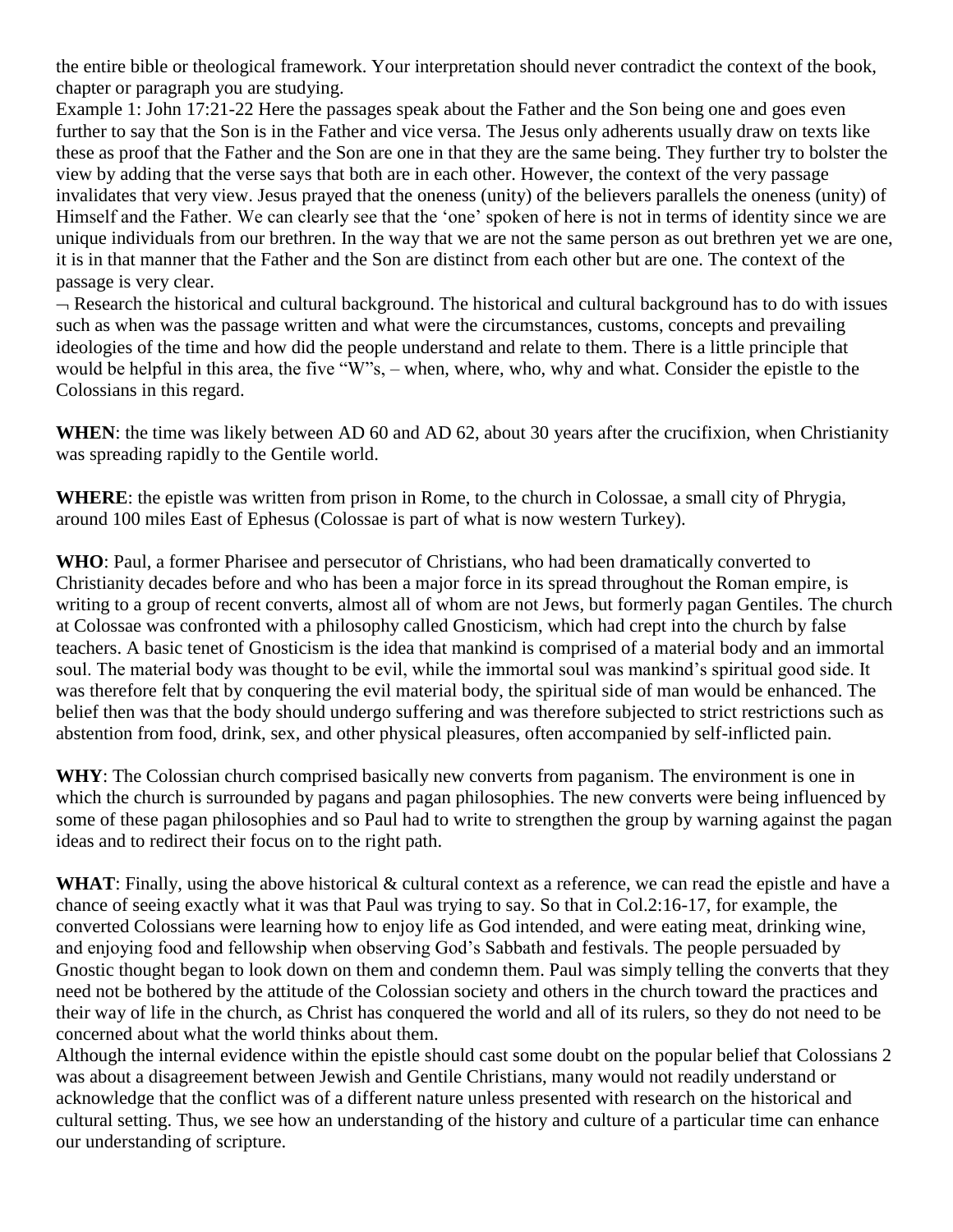the entire bible or theological framework. Your interpretation should never contradict the context of the book, chapter or paragraph you are studying.

Example 1: John 17:21-22 Here the passages speak about the Father and the Son being one and goes even further to say that the Son is in the Father and vice versa. The Jesus only adherents usually draw on texts like these as proof that the Father and the Son are one in that they are the same being. They further try to bolster the view by adding that the verse says that both are in each other. However, the context of the very passage invalidates that very view. Jesus prayed that the oneness (unity) of the believers parallels the oneness (unity) of Himself and the Father. We can clearly see that the 'one' spoken of here is not in terms of identity since we are unique individuals from our brethren. In the way that we are not the same person as out brethren yet we are one, it is in that manner that the Father and the Son are distinct from each other but are one. The context of the passage is very clear.

¬ Research the historical and cultural background. The historical and cultural background has to do with issues such as when was the passage written and what were the circumstances, customs, concepts and prevailing ideologies of the time and how did the people understand and relate to them. There is a little principle that would be helpful in this area, the five "W"s, – when, where, who, why and what. Consider the epistle to the Colossians in this regard.

**WHEN**: the time was likely between AD 60 and AD 62, about 30 years after the crucifixion, when Christianity was spreading rapidly to the Gentile world.

**WHERE**: the epistle was written from prison in Rome, to the church in Colossae, a small city of Phrygia, around 100 miles East of Ephesus (Colossae is part of what is now western Turkey).

**WHO**: Paul, a former Pharisee and persecutor of Christians, who had been dramatically converted to Christianity decades before and who has been a major force in its spread throughout the Roman empire, is writing to a group of recent converts, almost all of whom are not Jews, but formerly pagan Gentiles. The church at Colossae was confronted with a philosophy called Gnosticism, which had crept into the church by false teachers. A basic tenet of Gnosticism is the idea that mankind is comprised of a material body and an immortal soul. The material body was thought to be evil, while the immortal soul was mankind's spiritual good side. It was therefore felt that by conquering the evil material body, the spiritual side of man would be enhanced. The belief then was that the body should undergo suffering and was therefore subjected to strict restrictions such as abstention from food, drink, sex, and other physical pleasures, often accompanied by self-inflicted pain.

**WHY**: The Colossian church comprised basically new converts from paganism. The environment is one in which the church is surrounded by pagans and pagan philosophies. The new converts were being influenced by some of these pagan philosophies and so Paul had to write to strengthen the group by warning against the pagan ideas and to redirect their focus on to the right path.

**WHAT**: Finally, using the above historical & cultural context as a reference, we can read the epistle and have a chance of seeing exactly what it was that Paul was trying to say. So that in Col.2:16-17, for example, the converted Colossians were learning how to enjoy life as God intended, and were eating meat, drinking wine, and enjoying food and fellowship when observing God's Sabbath and festivals. The people persuaded by Gnostic thought began to look down on them and condemn them. Paul was simply telling the converts that they need not be bothered by the attitude of the Colossian society and others in the church toward the practices and their way of life in the church, as Christ has conquered the world and all of its rulers, so they do not need to be concerned about what the world thinks about them.

Although the internal evidence within the epistle should cast some doubt on the popular belief that Colossians 2 was about a disagreement between Jewish and Gentile Christians, many would not readily understand or acknowledge that the conflict was of a different nature unless presented with research on the historical and cultural setting. Thus, we see how an understanding of the history and culture of a particular time can enhance our understanding of scripture.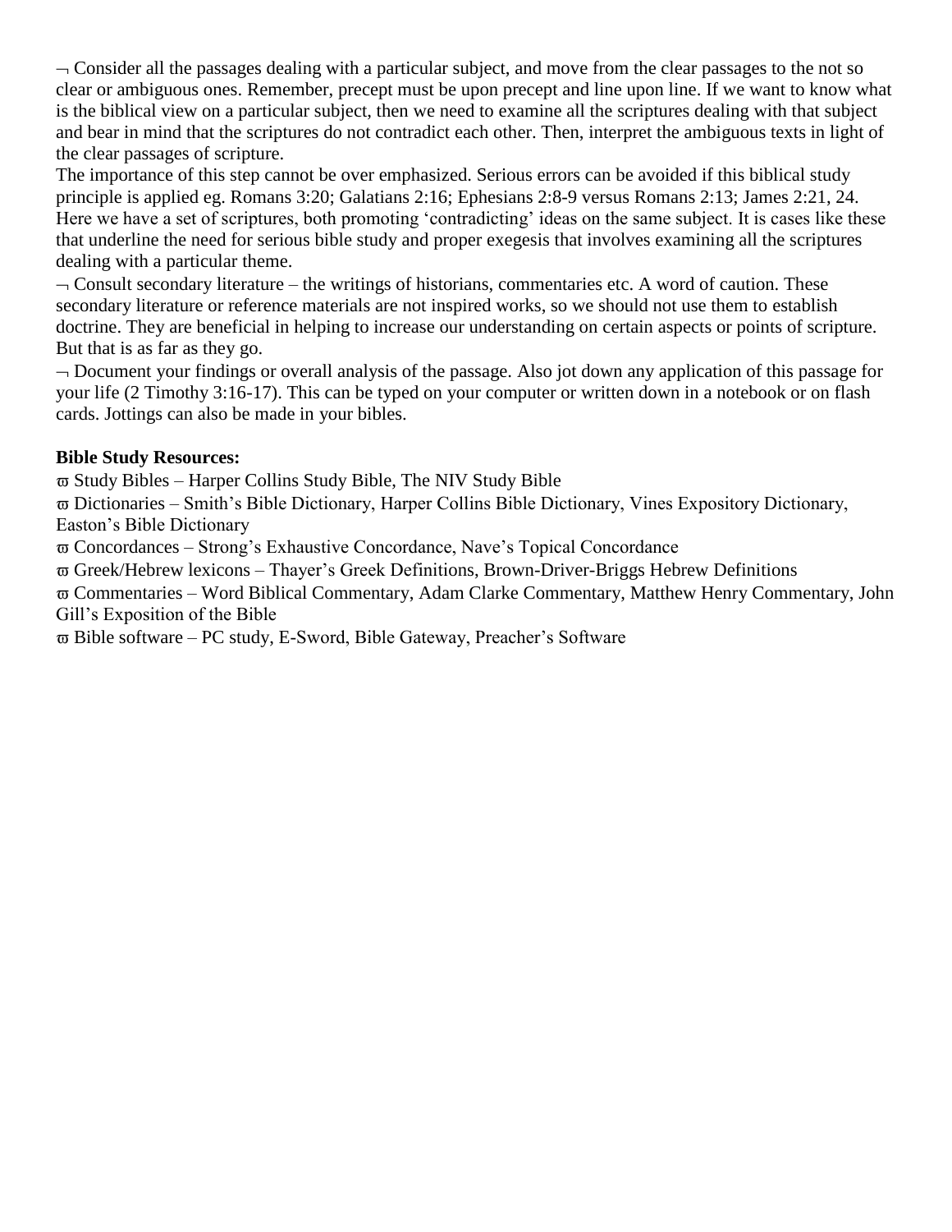- Consider all the passages dealing with a particular subject, and move from the clear passages to the not so clear or ambiguous ones. Remember, precept must be upon precept and line upon line. If we want to know what is the biblical view on a particular subject, then we need to examine all the scriptures dealing with that subject and bear in mind that the scriptures do not contradict each other. Then, interpret the ambiguous texts in light of the clear passages of scripture.

The importance of this step cannot be over emphasized. Serious errors can be avoided if this biblical study principle is applied eg. Romans 3:20; Galatians 2:16; Ephesians 2:8-9 versus Romans 2:13; James 2:21, 24. Here we have a set of scriptures, both promoting 'contradicting' ideas on the same subject. It is cases like these that underline the need for serious bible study and proper exegesis that involves examining all the scriptures dealing with a particular theme.

- Consult secondary literature – the writings of historians, commentaries etc. A word of caution. These secondary literature or reference materials are not inspired works, so we should not use them to establish doctrine. They are beneficial in helping to increase our understanding on certain aspects or points of scripture. But that is as far as they go.
- Document your findings or overall analysis of the passage. Also jot down any application of this passage for your life (2 Timothy 3:16-17). This can be typed on your computer or written down in a notebook or on flash cards. Jottings can also be made in your bibles.

**Bible Study Resources:**

- Study Bibles – Harper Collins Study Bible, The NIV Study Bible
- Dictionaries – Smith's Bible Dictionary, Harper Collins Bible Dictionary, Vines Expository Dictionary, Easton's Bible Dictionary
- Concordances – Strong's Exhaustive Concordance, Nave's Topical Concordance
- Greek/Hebrew lexicons – Thayer's Greek Definitions, Brown-Driver-Briggs Hebrew Definitions
- Commentaries – Word Biblical Commentary, Adam Clarke Commentary, Matthew Henry Commentary, John Gill's Exposition of the Bible
- Bible software – PC study, E-Sword, Bible Gateway, Preacher's Software